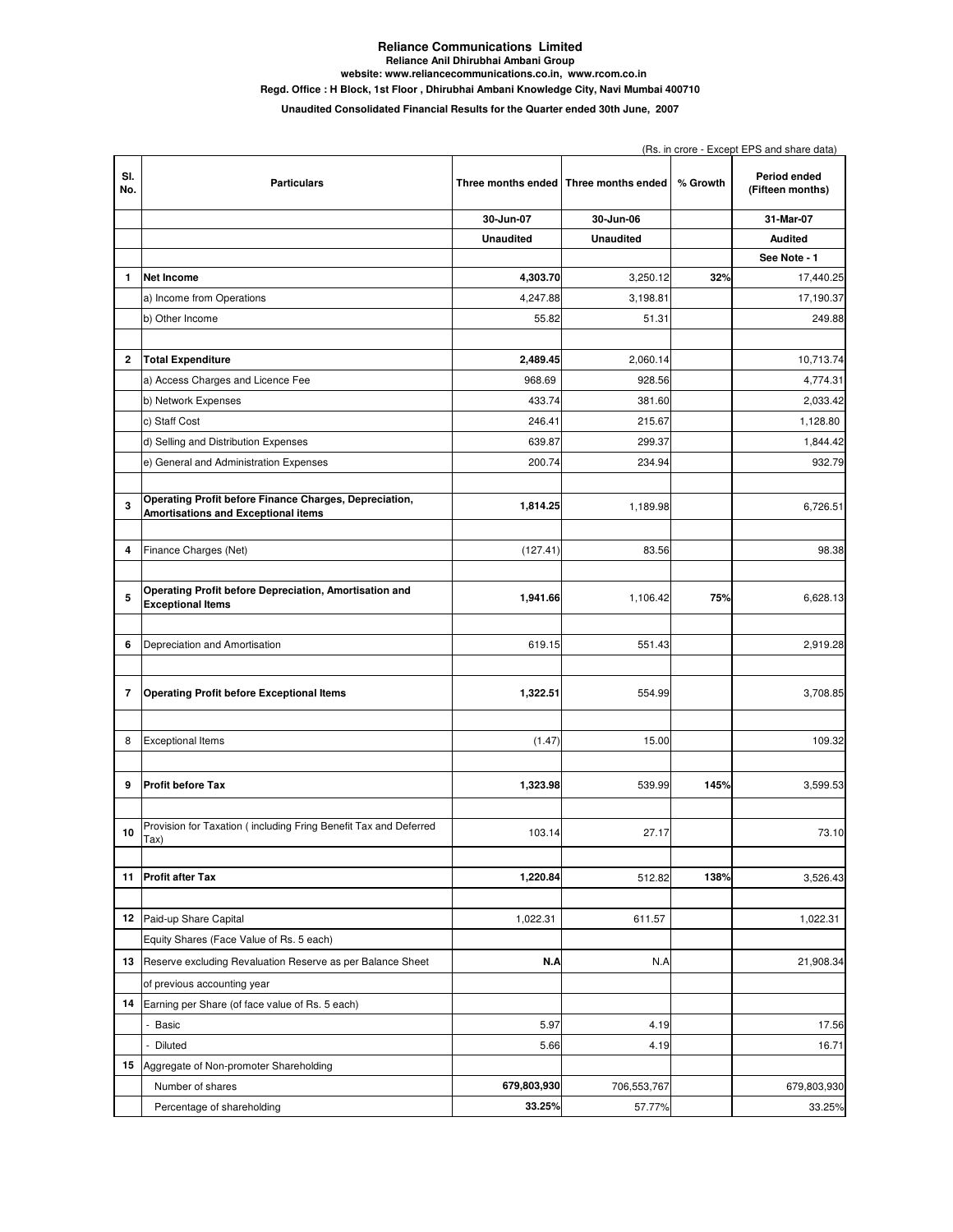# Reliance Communications Limited

**Reliance Anil Dhirubhai Ambani Group**

**website: www.reliancecommunications.co.in, www.rcom.co.in**

**Regd. Office : H Block, 1st Floor , Dhirubhai Ambani Knowledge City, Navi Mumbai 400710**

**Unaudited Consolidated Financial Results for the Quarter ended 30th June, 2007**

(Rs. in crore - Except EPS and share data)

| Sl. No. | Particulars | Three months ended | Three months ended | % Growth | Period ended (Fifteen months) |
|---|---|---|---|---|---|
| | | 30-Jun-07 | 30-Jun-06 | | 31-Mar-07 |
| | | Unaudited | Unaudited | | Audited |
| | | | | | See Note - 1 |
| 1 | **Net Income** | **4,303.70** | 3,250.12 | **32%** | 17,440.25 |
| | a) Income from Operations | 4,247.88 | 3,198.81 | | 17,190.37 |
| | b) Other Income | 55.82 | 51.31 | | 249.88 |
| 2 | **Total Expenditure** | **2,489.45** | 2,060.14 | | 10,713.74 |
| | a) Access Charges and Licence Fee | 968.69 | 928.56 | | 4,774.31 |
| | b) Network Expenses | 433.74 | 381.60 | | 2,033.42 |
| | c) Staff Cost | 246.41 | 215.67 | | 1,128.80 |
| | d) Selling and Distribution Expenses | 639.87 | 299.37 | | 1,844.42 |
| | e) General and Administration Expenses | 200.74 | 234.94 | | 932.79 |
| 3 | **Operating Profit before Finance Charges, Depreciation, Amortisations and Exceptional items** | **1,814.25** | 1,189.98 | | 6,726.51 |
| 4 | Finance Charges (Net) | (127.41) | 83.56 | | 98.38 |
| 5 | **Operating Profit before Depreciation, Amortisation and Exceptional Items** | **1,941.66** | 1,106.42 | **75%** | 6,628.13 |
| 6 | Depreciation and Amortisation | 619.15 | 551.43 | | 2,919.28 |
| 7 | **Operating Profit before Exceptional Items** | **1,322.51** | 554.99 | | 3,708.85 |
| 8 | Exceptional Items | (1.47) | 15.00 | | 109.32 |
| 9 | **Profit before Tax** | **1,323.98** | 539.99 | **145%** | 3,599.53 |
| 10 | Provision for Taxation ( including Fring Benefit Tax and Deferred Tax) | 103.14 | 27.17 | | 73.10 |
| 11 | **Profit after Tax** | **1,220.84** | 512.82 | **138%** | 3,526.43 |
| 12 | Paid-up Share Capital | 1,022.31 | 611.57 | | 1,022.31 |
| | Equity Shares (Face Value of Rs. 5 each) | | | | |
| 13 | Reserve excluding Revaluation Reserve as per Balance Sheet | **N.A** | N.A | | 21,908.34 |
| | of previous accounting year | | | | |
| 14 | Earning per Share (of face value of Rs. 5 each) | | | | |
| | - Basic | 5.97 | 4.19 | | 17.56 |
| | - Diluted | 5.66 | 4.19 | | 16.71 |
| 15 | Aggregate of Non-promoter Shareholding | | | | |
| | Number of shares | **679,803,930** | 706,553,767 | | 679,803,930 |
| | Percentage of shareholding | **33.25%** | 57.77% | | 33.25% |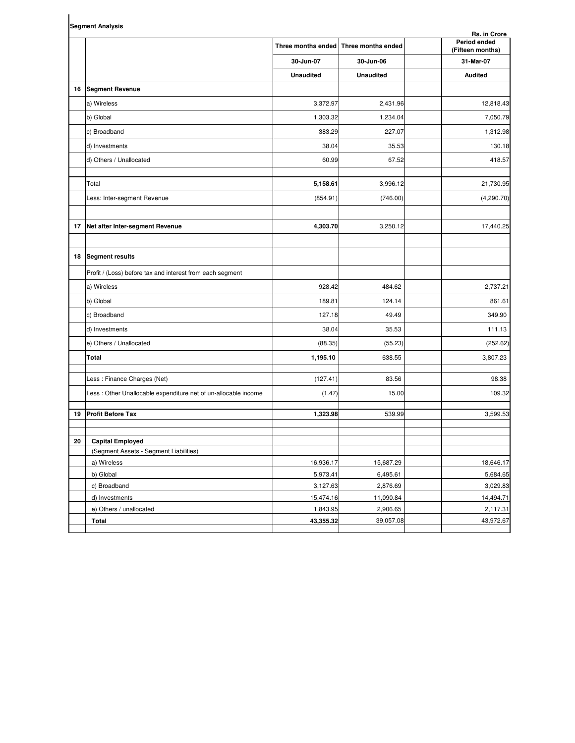**Segment Analysis**

Rs. in Crore

| | | Three months ended | Three months ended | | Period ended (Fifteen months) |
|---|---|---|---|---|---|
| | | 30-Jun-07 | 30-Jun-06 | | 31-Mar-07 |
| | | **Unaudited** | **Unaudited** | | **Audited** |
| **16** | **Segment Revenue** | | | | |
| | a) Wireless | 3,372.97 | 2,431.96 | | 12,818.43 |
| | b) Global | 1,303.32 | 1,234.04 | | 7,050.79 |
| | c) Broadband | 383.29 | 227.07 | | 1,312.98 |
| | d) Investments | 38.04 | 35.53 | | 130.18 |
| | d) Others / Unallocated | 60.99 | 67.52 | | 418.57 |
| | Total | **5,158.61** | 3,996.12 | | 21,730.95 |
| | Less: Inter-segment Revenue | (854.91) | (746.00) | | (4,290.70) |
| **17** | **Net after Inter-segment Revenue** | **4,303.70** | 3,250.12 | | 17,440.25 |
| **18** | **Segment results** | | | | |
| | Profit / (Loss) before tax and interest from each segment | | | | |
| | a) Wireless | 928.42 | 484.62 | | 2,737.21 |
| | b) Global | 189.81 | 124.14 | | 861.61 |
| | c) Broadband | 127.18 | 49.49 | | 349.90 |
| | d) Investments | 38.04 | 35.53 | | 111.13 |
| | e) Others / Unallocated | (88.35) | (55.23) | | (252.62) |
| | **Total** | **1,195.10** | 638.55 | | 3,807.23 |
| | Less : Finance Charges (Net) | (127.41) | 83.56 | | 98.38 |
| | Less : Other Unallocable expenditure net of un-allocable income | (1.47) | 15.00 | | 109.32 |
| **19** | **Profit Before Tax** | **1,323.98** | 539.99 | | 3,599.53 |
| **20** | **Capital Employed** | | | | |
| | (Segment Assets - Segment Liabilities) | | | | |
| | a) Wireless | 16,936.17 | 15,687.29 | | 18,646.17 |
| | b) Global | 5,973.41 | 6,495.61 | | 5,684.65 |
| | c) Broadband | 3,127.63 | 2,876.69 | | 3,029.83 |
| | d) Investments | 15,474.16 | 11,090.84 | | 14,494.71 |
| | e) Others / unallocated | 1,843.95 | 2,906.65 | | 2,117.31 |
| | **Total** | **43,355.32** | 39,057.08 | | 43,972.67 |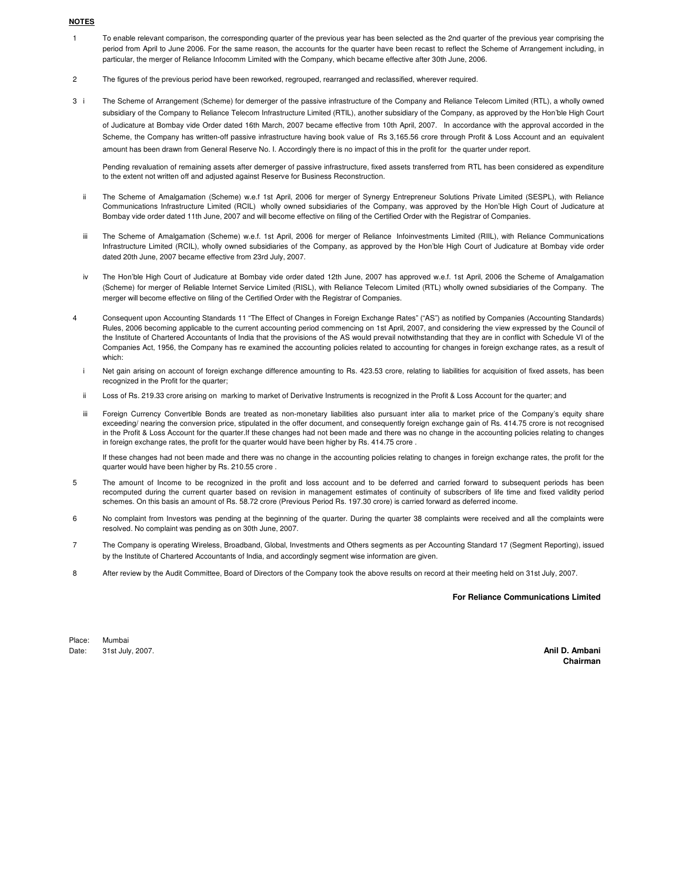**NOTES**

1. To enable relevant comparison, the corresponding quarter of the previous year has been selected as the 2nd quarter of the previous year comprising the period from April to June 2006. For the same reason, the accounts for the quarter have been recast to reflect the Scheme of Arrangement including, in particular, the merger of Reliance Infocomm Limited with the Company, which became effective after 30th June, 2006.

2. The figures of the previous period have been reworked, regrouped, rearranged and reclassified, wherever required.

3. i The Scheme of Arrangement (Scheme) for demerger of the passive infrastructure of the Company and Reliance Telecom Limited (RTL), a wholly owned subsidiary of the Company to Reliance Telecom Infrastructure Limited (RTIL), another subsidiary of the Company, as approved by the Hon'ble High Court of Judicature at Bombay vide Order dated 16th March, 2007 became effective from 10th April, 2007. In accordance with the approval accorded in the Scheme, the Company has written-off passive infrastructure having book value of Rs 3,165.56 crore through Profit & Loss Account and an equivalent amount has been drawn from General Reserve No. I. Accordingly there is no impact of this in the profit for the quarter under report.

   Pending revaluation of remaining assets after demerger of passive infrastructure, fixed assets transferred from RTL has been considered as expenditure to the extent not written off and adjusted against Reserve for Business Reconstruction.

   ii The Scheme of Amalgamation (Scheme) w.e.f 1st April, 2006 for merger of Synergy Entrepreneur Solutions Private Limited (SESPL), with Reliance Communications Infrastructure Limited (RCIL) wholly owned subsidiaries of the Company, was approved by the Hon'ble High Court of Judicature at Bombay vide order dated 11th June, 2007 and will become effective on filing of the Certified Order with the Registrar of Companies.

   iii The Scheme of Amalgamation (Scheme) w.e.f. 1st April, 2006 for merger of Reliance Infoinvestments Limited (RIIL), with Reliance Communications Infrastructure Limited (RCIL), wholly owned subsidiaries of the Company, as approved by the Hon'ble High Court of Judicature at Bombay vide order dated 20th June, 2007 became effective from 23rd July, 2007.

   iv The Hon'ble High Court of Judicature at Bombay vide order dated 12th June, 2007 has approved w.e.f. 1st April, 2006 the Scheme of Amalgamation (Scheme) for merger of Reliable Internet Service Limited (RISL), with Reliance Telecom Limited (RTL) wholly owned subsidiaries of the Company. The merger will become effective on filing of the Certified Order with the Registrar of Companies.

4. Consequent upon Accounting Standards 11 "The Effect of Changes in Foreign Exchange Rates" ("AS") as notified by Companies (Accounting Standards) Rules, 2006 becoming applicable to the current accounting period commencing on 1st April, 2007, and considering the view expressed by the Council of the Institute of Chartered Accountants of India that the provisions of the AS would prevail notwithstanding that they are in conflict with Schedule VI of the Companies Act, 1956, the Company has re examined the accounting policies related to accounting for changes in foreign exchange rates, as a result of which:

   i Net gain arising on account of foreign exchange difference amounting to Rs. 423.53 crore, relating to liabilities for acquisition of fixed assets, has been recognized in the Profit for the quarter;

   ii Loss of Rs. 219.33 crore arising on marking to market of Derivative Instruments is recognized in the Profit & Loss Account for the quarter; and

   iii Foreign Currency Convertible Bonds are treated as non-monetary liabilities also pursuant inter alia to market price of the Company's equity share exceeding/ nearing the conversion price, stipulated in the offer document, and consequently foreign exchange gain of Rs. 414.75 crore is not recognised in the Profit & Loss Account for the quarter.If these changes had not been made and there was no change in the accounting policies relating to changes in foreign exchange rates, the profit for the quarter would have been higher by Rs. 414.75 crore .

   If these changes had not been made and there was no change in the accounting policies relating to changes in foreign exchange rates, the profit for the quarter would have been higher by Rs. 210.55 crore .

5. The amount of Income to be recognized in the profit and loss account and to be deferred and carried forward to subsequent periods has been recomputed during the current quarter based on revision in management estimates of continuity of subscribers of life time and fixed validity period schemes. On this basis an amount of Rs. 58.72 crore (Previous Period Rs. 197.30 crore) is carried forward as deferred income.

6. No complaint from Investors was pending at the beginning of the quarter. During the quarter 38 complaints were received and all the complaints were resolved. No complaint was pending as on 30th June, 2007.

7. The Company is operating Wireless, Broadband, Global, Investments and Others segments as per Accounting Standard 17 (Segment Reporting), issued by the Institute of Chartered Accountants of India, and accordingly segment wise information are given.

8. After review by the Audit Committee, Board of Directors of the Company took the above results on record at their meeting held on 31st July, 2007.

**For Reliance Communications Limited**

Place: Mumbai
Date: 31st July, 2007.

**Anil D. Ambani**
**Chairman**